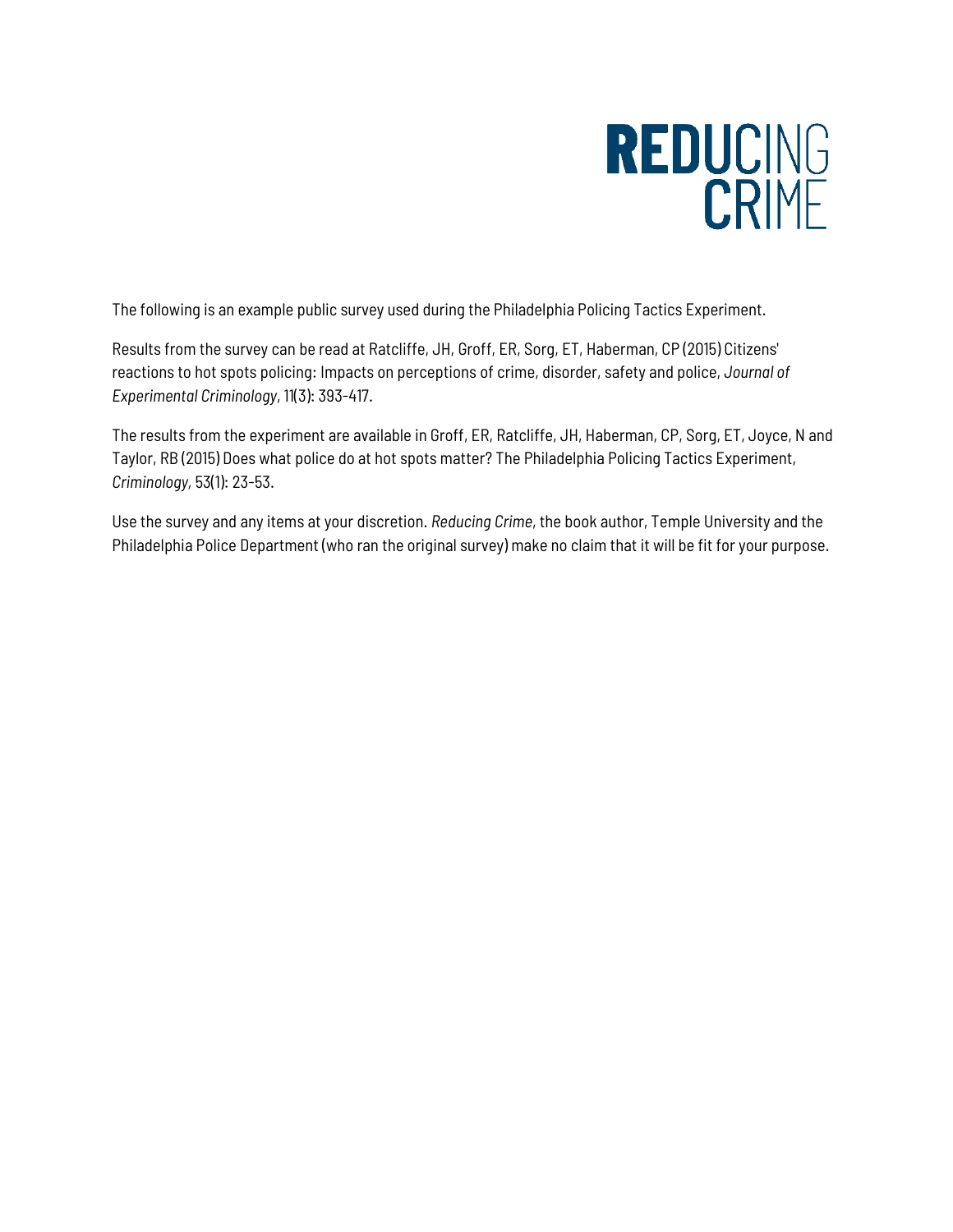# REDUCING CRIME

The following is an example public survey used during the Philadelphia Policing Tactics Experiment.

Results from the survey can be read at Ratcliffe, JH, Groff, ER, Sorg, ET, Haberman, CP (2015) Citizens' reactions to hot spots policing: Impacts on perceptions of crime, disorder, safety and police, *Journal of Experimental Criminology*, 11(3): 393-417.

The results from the experiment are available in Groff, ER, Ratcliffe, JH, Haberman, CP, Sorg, ET, Joyce, N and Taylor, RB (2015) Does what police do at hot spots matter? The Philadelphia Policing Tactics Experiment, *Criminology*, 53(1): 23-53.

Use the survey and any items at your discretion. *Reducing Crime*, the book author, Temple University and the Philadelphia Police Department (who ran the original survey) make no claim that it will be fit for your purpose.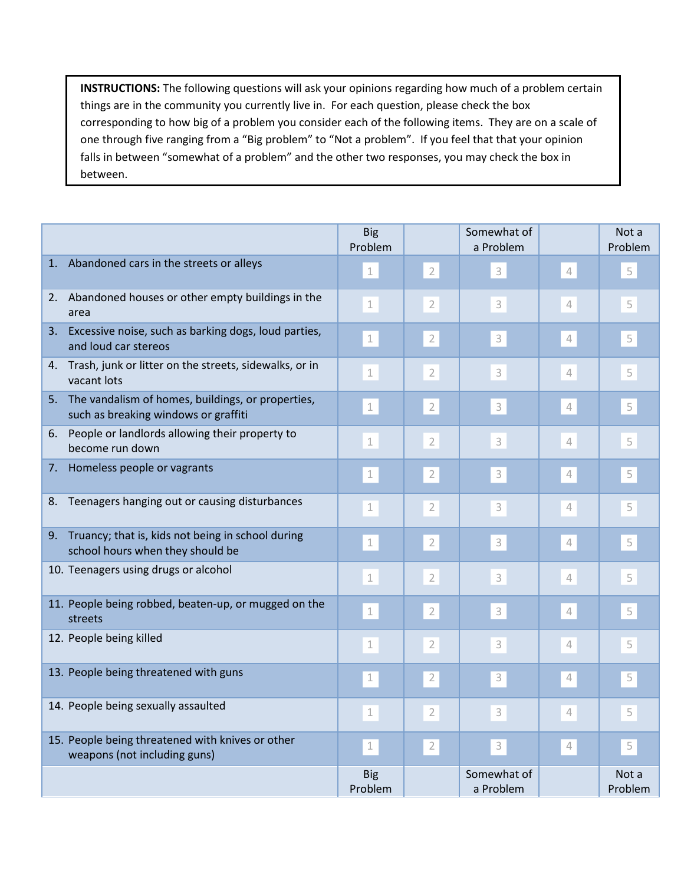**INSTRUCTIONS:** The following questions will ask your opinions regarding how much of a problem certain things are in the community you currently live in. For each question, please check the box corresponding to how big of a problem you consider each of the following items. They are on a scale of one through five ranging from a "Big problem" to "Not a problem". If you feel that that your opinion falls in between "somewhat of a problem" and the other two responses, you may check the box in between.

| | Big Problem | | Somewhat of a Problem | | Not a Problem |
|---|---|---|---|---|---|
| 1. Abandoned cars in the streets or alleys | 1 | 2 | 3 | 4 | 5 |
| 2. Abandoned houses or other empty buildings in the area | 1 | 2 | 3 | 4 | 5 |
| 3. Excessive noise, such as barking dogs, loud parties, and loud car stereos | 1 | 2 | 3 | 4 | 5 |
| 4. Trash, junk or litter on the streets, sidewalks, or in vacant lots | 1 | 2 | 3 | 4 | 5 |
| 5. The vandalism of homes, buildings, or properties, such as breaking windows or graffiti | 1 | 2 | 3 | 4 | 5 |
| 6. People or landlords allowing their property to become run down | 1 | 2 | 3 | 4 | 5 |
| 7. Homeless people or vagrants | 1 | 2 | 3 | 4 | 5 |
| 8. Teenagers hanging out or causing disturbances | 1 | 2 | 3 | 4 | 5 |
| 9. Truancy; that is, kids not being in school during school hours when they should be | 1 | 2 | 3 | 4 | 5 |
| 10. Teenagers using drugs or alcohol | 1 | 2 | 3 | 4 | 5 |
| 11. People being robbed, beaten-up, or mugged on the streets | 1 | 2 | 3 | 4 | 5 |
| 12. People being killed | 1 | 2 | 3 | 4 | 5 |
| 13. People being threatened with guns | 1 | 2 | 3 | 4 | 5 |
| 14. People being sexually assaulted | 1 | 2 | 3 | 4 | 5 |
| 15. People being threatened with knives or other weapons (not including guns) | 1 | 2 | 3 | 4 | 5 |
| | Big Problem | | Somewhat of a Problem | | Not a Problem |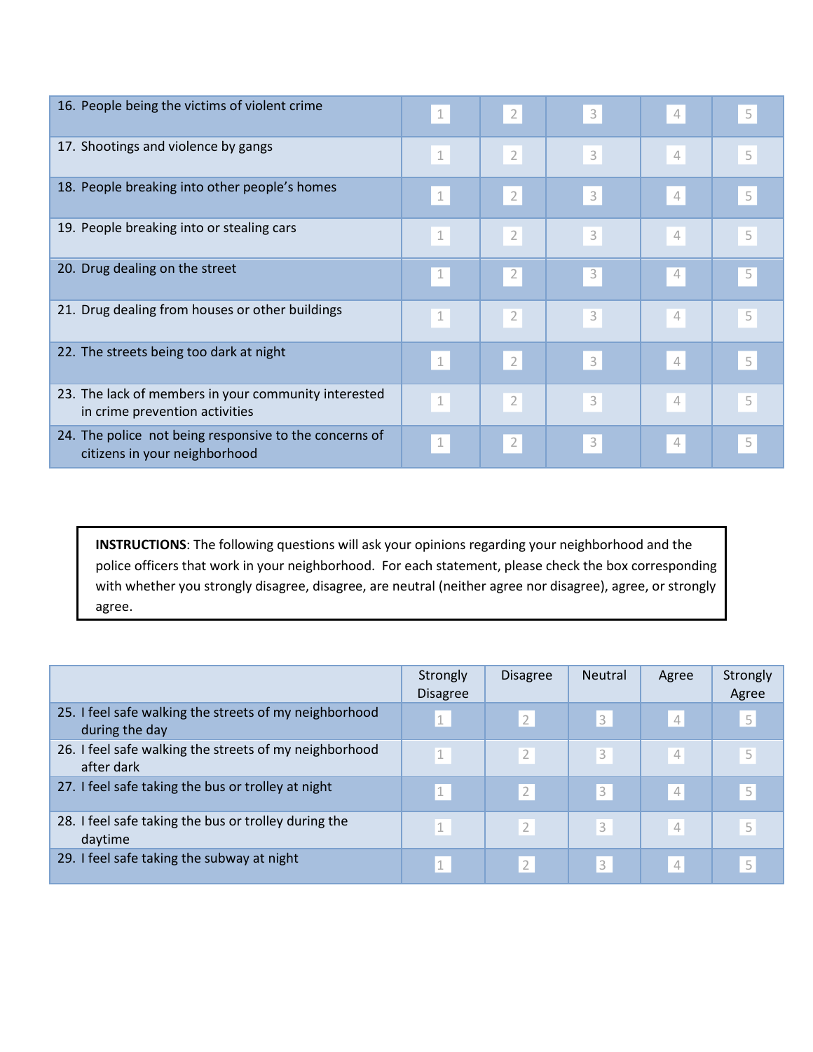| | | | | | |
|---|---|---|---|---|---|
| 16. People being the victims of violent crime | 1 | 2 | 3 | 4 | 5 |
| 17. Shootings and violence by gangs | 1 | 2 | 3 | 4 | 5 |
| 18. People breaking into other people's homes | 1 | 2 | 3 | 4 | 5 |
| 19. People breaking into or stealing cars | 1 | 2 | 3 | 4 | 5 |
| 20. Drug dealing on the street | 1 | 2 | 3 | 4 | 5 |
| 21. Drug dealing from houses or other buildings | 1 | 2 | 3 | 4 | 5 |
| 22. The streets being too dark at night | 1 | 2 | 3 | 4 | 5 |
| 23. The lack of members in your community interested in crime prevention activities | 1 | 2 | 3 | 4 | 5 |
| 24. The police not being responsive to the concerns of citizens in your neighborhood | 1 | 2 | 3 | 4 | 5 |

**INSTRUCTIONS**: The following questions will ask your opinions regarding your neighborhood and the police officers that work in your neighborhood. For each statement, please check the box corresponding with whether you strongly disagree, disagree, are neutral (neither agree nor disagree), agree, or strongly agree.

| | Strongly Disagree | Disagree | Neutral | Agree | Strongly Agree |
|---|---|---|---|---|---|
| 25. I feel safe walking the streets of my neighborhood during the day | 1 | 2 | 3 | 4 | 5 |
| 26. I feel safe walking the streets of my neighborhood after dark | 1 | 2 | 3 | 4 | 5 |
| 27. I feel safe taking the bus or trolley at night | 1 | 2 | 3 | 4 | 5 |
| 28. I feel safe taking the bus or trolley during the daytime | 1 | 2 | 3 | 4 | 5 |
| 29. I feel safe taking the subway at night | 1 | 2 | 3 | 4 | 5 |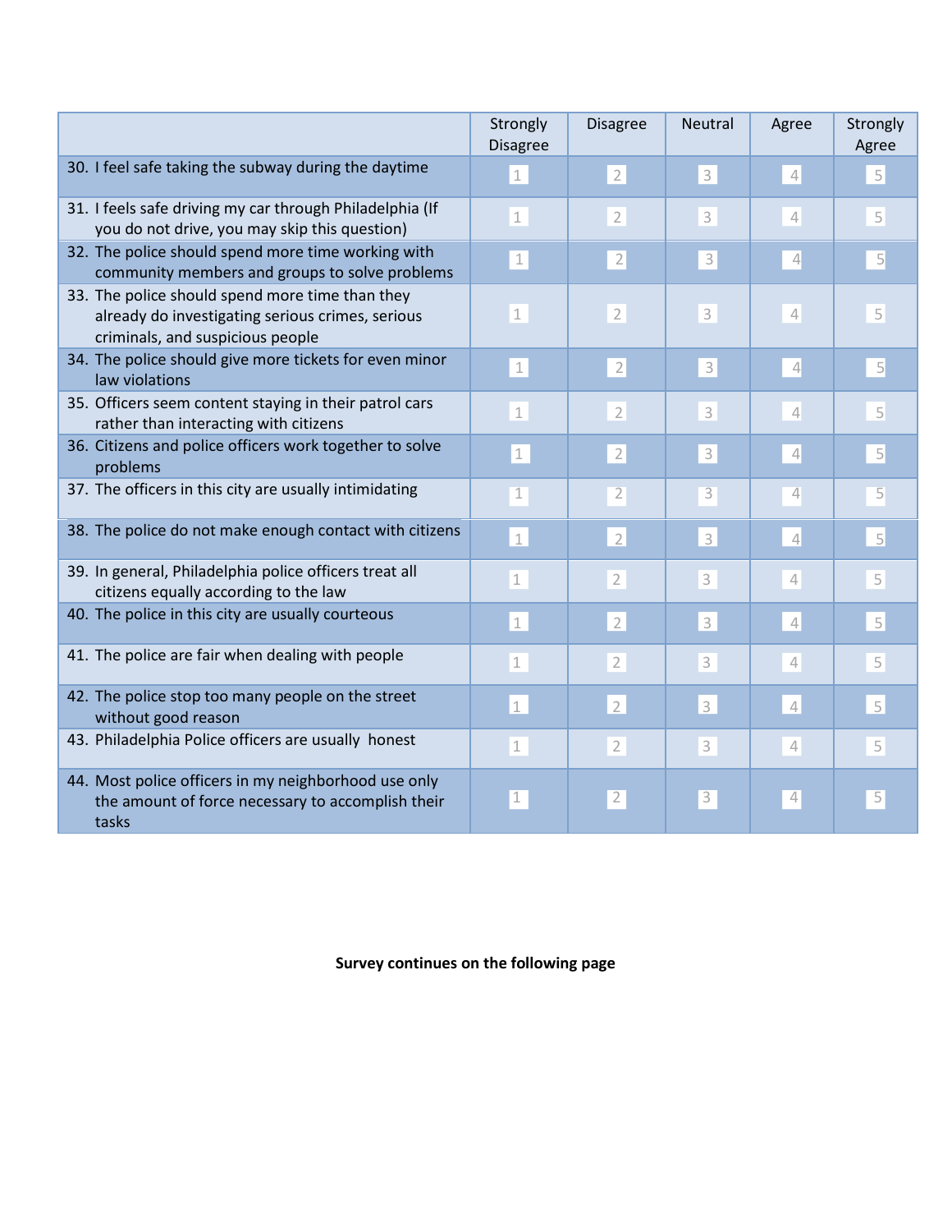| | Strongly Disagree | Disagree | Neutral | Agree | Strongly Agree |
|---|---|---|---|---|---|
| 30. I feel safe taking the subway during the daytime | 1 | 2 | 3 | 4 | 5 |
| 31. I feels safe driving my car through Philadelphia (If you do not drive, you may skip this question) | 1 | 2 | 3 | 4 | 5 |
| 32. The police should spend more time working with community members and groups to solve problems | 1 | 2 | 3 | 4 | 5 |
| 33. The police should spend more time than they already do investigating serious crimes, serious criminals, and suspicious people | 1 | 2 | 3 | 4 | 5 |
| 34. The police should give more tickets for even minor law violations | 1 | 2 | 3 | 4 | 5 |
| 35. Officers seem content staying in their patrol cars rather than interacting with citizens | 1 | 2 | 3 | 4 | 5 |
| 36. Citizens and police officers work together to solve problems | 1 | 2 | 3 | 4 | 5 |
| 37. The officers in this city are usually intimidating | 1 | 2 | 3 | 4 | 5 |
| 38. The police do not make enough contact with citizens | 1 | 2 | 3 | 4 | 5 |
| 39. In general, Philadelphia police officers treat all citizens equally according to the law | 1 | 2 | 3 | 4 | 5 |
| 40. The police in this city are usually courteous | 1 | 2 | 3 | 4 | 5 |
| 41. The police are fair when dealing with people | 1 | 2 | 3 | 4 | 5 |
| 42. The police stop too many people on the street without good reason | 1 | 2 | 3 | 4 | 5 |
| 43. Philadelphia Police officers are usually honest | 1 | 2 | 3 | 4 | 5 |
| 44. Most police officers in my neighborhood use only the amount of force necessary to accomplish their tasks | 1 | 2 | 3 | 4 | 5 |

**Survey continues on the following page**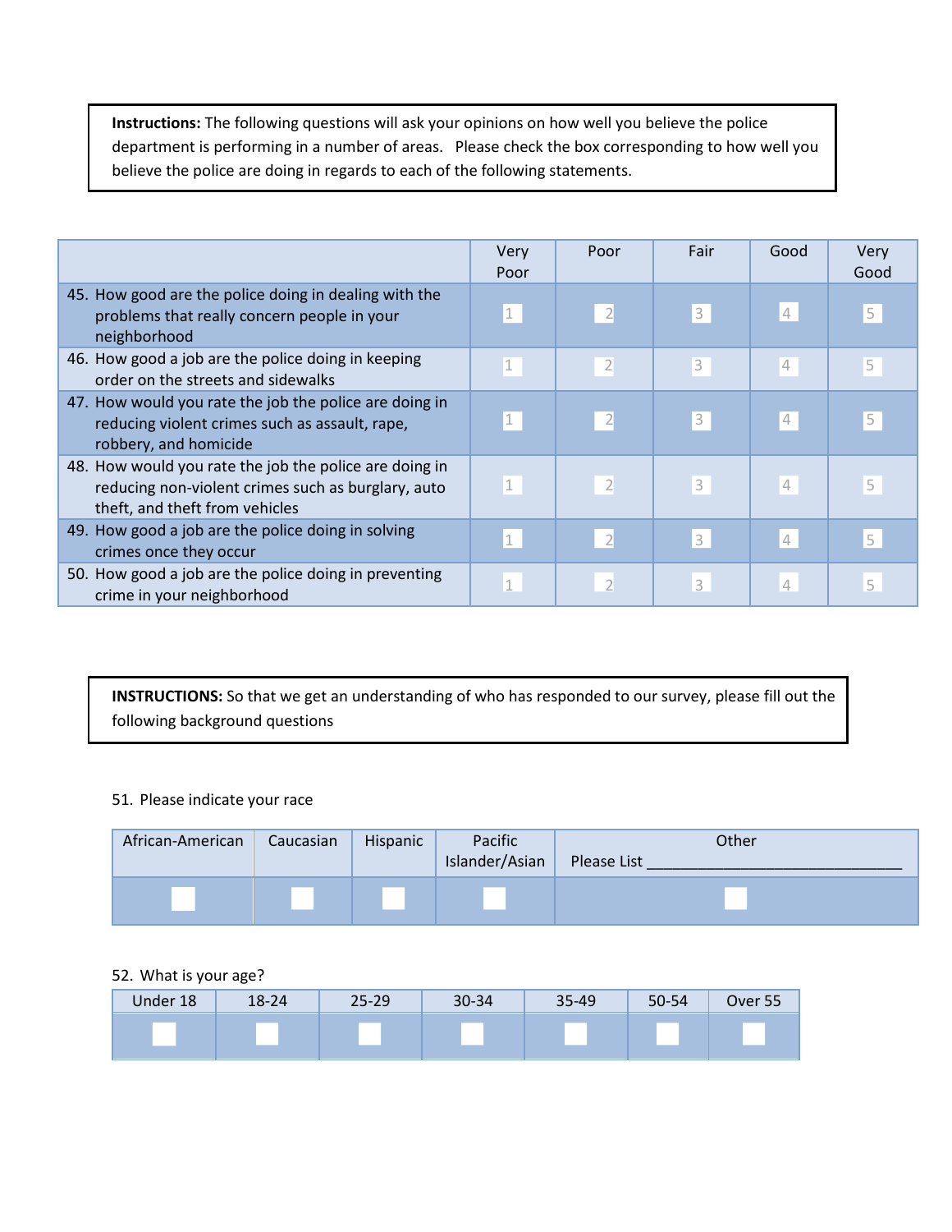**Instructions:** The following questions will ask your opinions on how well you believe the police department is performing in a number of areas. Please check the box corresponding to how well you believe the police are doing in regards to each of the following statements.

| | Very Poor | Poor | Fair | Good | Very Good |
|---|---|---|---|---|---|
| 45. How good are the police doing in dealing with the problems that really concern people in your neighborhood | 1 | 2 | 3 | 4 | 5 |
| 46. How good a job are the police doing in keeping order on the streets and sidewalks | 1 | 2 | 3 | 4 | 5 |
| 47. How would you rate the job the police are doing in reducing violent crimes such as assault, rape, robbery, and homicide | 1 | 2 | 3 | 4 | 5 |
| 48. How would you rate the job the police are doing in reducing non-violent crimes such as burglary, auto theft, and theft from vehicles | 1 | 2 | 3 | 4 | 5 |
| 49. How good a job are the police doing in solving crimes once they occur | 1 | 2 | 3 | 4 | 5 |
| 50. How good a job are the police doing in preventing crime in your neighborhood | 1 | 2 | 3 | 4 | 5 |

**INSTRUCTIONS:** So that we get an understanding of who has responded to our survey, please fill out the following background questions

51. Please indicate your race

| African-American | Caucasian | Hispanic | Pacific Islander/Asian | Other Please List ______________________________ |
|---|---|---|---|---|
| ☐ | ☐ | ☐ | ☐ | ☐ |

52. What is your age?

| Under 18 | 18-24 | 25-29 | 30-34 | 35-49 | 50-54 | Over 55 |
|---|---|---|---|---|---|---|
| ☐ | ☐ | ☐ | ☐ | ☐ | ☐ | ☐ |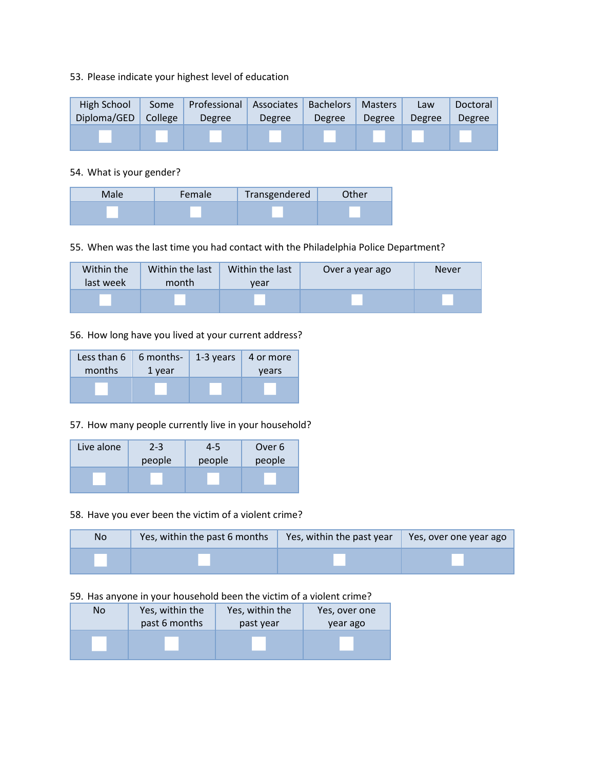53. Please indicate your highest level of education

| High School Diploma/GED | Some College | Professional Degree | Associates Degree | Bachelors Degree | Masters Degree | Law Degree | Doctoral Degree |
|---|---|---|---|---|---|---|---|
| ☐ | ☐ | ☐ | ☐ | ☐ | ☐ | ☐ | ☐ |

54. What is your gender?

| Male | Female | Transgendered | Other |
|---|---|---|---|
| ☐ | ☐ | ☐ | ☐ |

55. When was the last time you had contact with the Philadelphia Police Department?

| Within the last week | Within the last month | Within the last year | Over a year ago | Never |
|---|---|---|---|---|
| ☐ | ☐ | ☐ | ☐ | ☐ |

56. How long have you lived at your current address?

| Less than 6 months | 6 months-1 year | 1-3 years | 4 or more years |
|---|---|---|---|
| ☐ | ☐ | ☐ | ☐ |

57. How many people currently live in your household?

| Live alone | 2-3 people | 4-5 people | Over 6 people |
|---|---|---|---|
| ☐ | ☐ | ☐ | ☐ |

58. Have you ever been the victim of a violent crime?

| No | Yes, within the past 6 months | Yes, within the past year | Yes, over one year ago |
|---|---|---|---|
| ☐ | ☐ | ☐ | ☐ |

59. Has anyone in your household been the victim of a violent crime?

| No | Yes, within the past 6 months | Yes, within the past year | Yes, over one year ago |
|---|---|---|---|
| ☐ | ☐ | ☐ | ☐ |